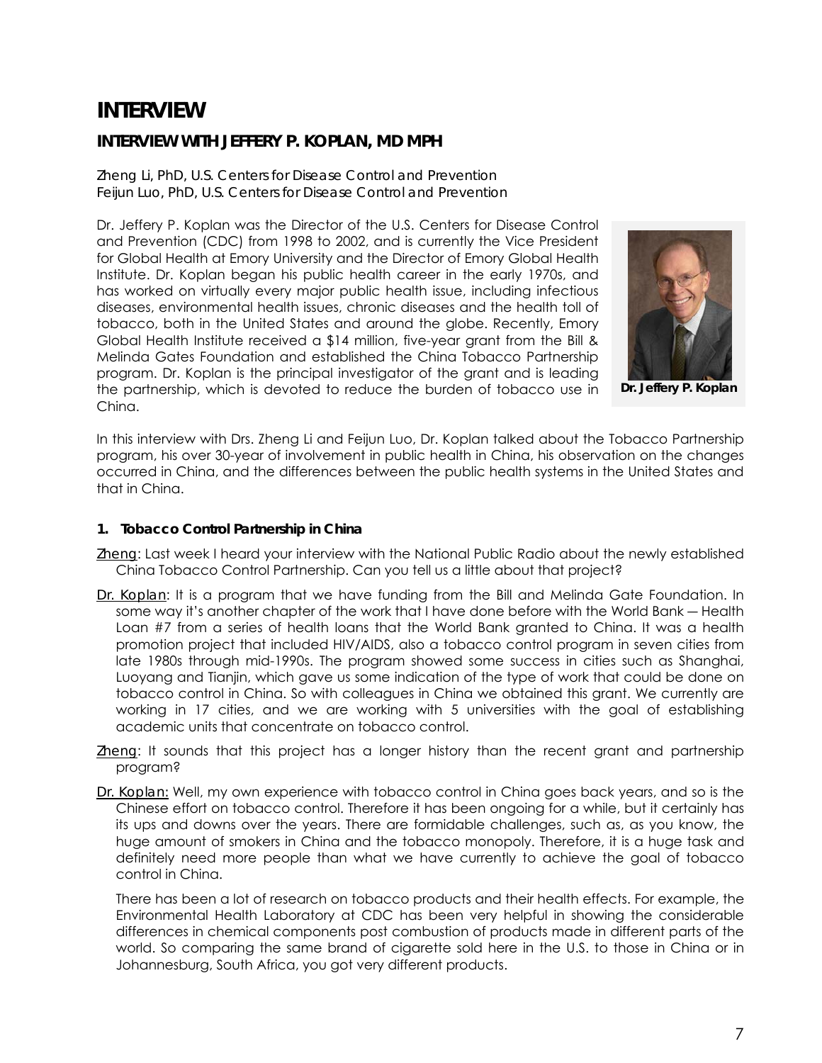# INTERVIEW

## INTERVIEW WITH JEFFERY P. KOPLAN, MD MPH

Zheng Li, PhD, U.S. Centers for Disease Control and Prevention
Feijun Luo, PhD, U.S. Centers for Disease Control and Prevention

Dr. Jeffery P. Koplan was the Director of the U.S. Centers for Disease Control and Prevention (CDC) from 1998 to 2002, and is currently the Vice President for Global Health at Emory University and the Director of Emory Global Health Institute. Dr. Koplan began his public health career in the early 1970s, and has worked on virtually every major public health issue, including infectious diseases, environmental health issues, chronic diseases and the health toll of tobacco, both in the United States and around the globe. Recently, Emory Global Health Institute received a $14 million, five-year grant from the Bill & Melinda Gates Foundation and established the China Tobacco Partnership program. Dr. Koplan is the principal investigator of the grant and is leading the partnership, which is devoted to reduce the burden of tobacco use in China.

**Dr. Jeffery P. Koplan**

In this interview with Drs. Zheng Li and Feijun Luo, Dr. Koplan talked about the Tobacco Partnership program, his over 30-year of involvement in public health in China, his observation on the changes occurred in China, and the differences between the public health systems in the United States and that in China.

### 1. Tobacco Control Partnership in China

Zheng: Last week I heard your interview with the National Public Radio about the newly established China Tobacco Control Partnership. Can you tell us a little about that project?

Dr. Koplan: It is a program that we have funding from the Bill and Melinda Gate Foundation. In some way it's another chapter of the work that I have done before with the World Bank — Health Loan #7 from a series of health loans that the World Bank granted to China. It was a health promotion project that included HIV/AIDS, also a tobacco control program in seven cities from late 1980s through mid-1990s. The program showed some success in cities such as Shanghai, Luoyang and Tianjin, which gave us some indication of the type of work that could be done on tobacco control in China. So with colleagues in China we obtained this grant. We currently are working in 17 cities, and we are working with 5 universities with the goal of establishing academic units that concentrate on tobacco control.

Zheng: It sounds that this project has a longer history than the recent grant and partnership program?

Dr. Koplan: Well, my own experience with tobacco control in China goes back years, and so is the Chinese effort on tobacco control. Therefore it has been ongoing for a while, but it certainly has its ups and downs over the years. There are formidable challenges, such as, as you know, the huge amount of smokers in China and the tobacco monopoly. Therefore, it is a huge task and definitely need more people than what we have currently to achieve the goal of tobacco control in China.

There has been a lot of research on tobacco products and their health effects. For example, the Environmental Health Laboratory at CDC has been very helpful in showing the considerable differences in chemical components post combustion of products made in different parts of the world. So comparing the same brand of cigarette sold here in the U.S. to those in China or in Johannesburg, South Africa, you got very different products.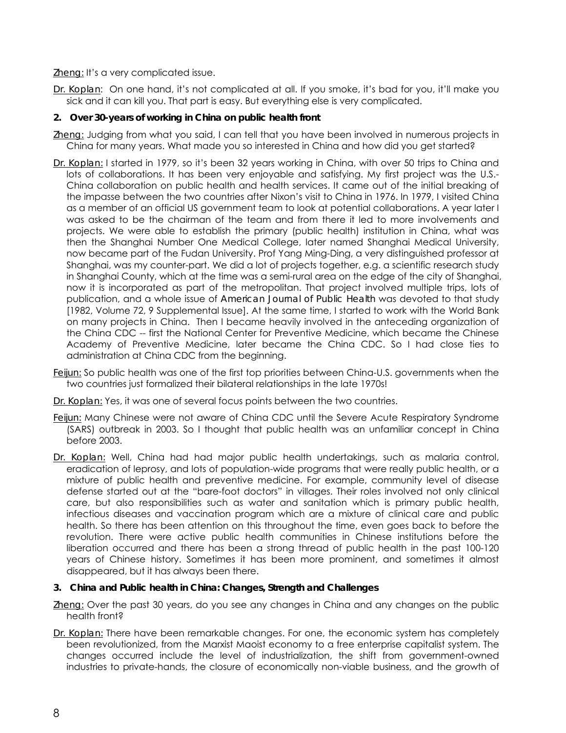Zheng: It's a very complicated issue.

Dr. Koplan: On one hand, it's not complicated at all. If you smoke, it's bad for you, it'll make you sick and it can kill you. That part is easy. But everything else is very complicated.

**2. Over 30-years of working in China on public health front**

Zheng: Judging from what you said, I can tell that you have been involved in numerous projects in China for many years. What made you so interested in China and how did you get started?

Dr. Koplan: I started in 1979, so it's been 32 years working in China, with over 50 trips to China and lots of collaborations. It has been very enjoyable and satisfying. My first project was the U.S.-China collaboration on public health and health services. It came out of the initial breaking of the impasse between the two countries after Nixon's visit to China in 1976. In 1979, I visited China as a member of an official US government team to look at potential collaborations. A year later I was asked to be the chairman of the team and from there it led to more involvements and projects. We were able to establish the primary (public health) institution in China, what was then the Shanghai Number One Medical College, later named Shanghai Medical University, now became part of the Fudan University. Prof Yang Ming-Ding, a very distinguished professor at Shanghai, was my counter-part. We did a lot of projects together, e.g. a scientific research study in Shanghai County, which at the time was a semi-rural area on the edge of the city of Shanghai, now it is incorporated as part of the metropolitan. That project involved multiple trips, lots of publication, and a whole issue of *American Journal of Public Health* was devoted to that study [1982, Volume 72, 9 Supplemental Issue]. At the same time, I started to work with the World Bank on many projects in China. Then I became heavily involved in the anteceding organization of the China CDC -- first the National Center for Preventive Medicine, which became the Chinese Academy of Preventive Medicine, later became the China CDC. So I had close ties to administration at China CDC from the beginning.

Feijun: So public health was one of the first top priorities between China-U.S. governments when the two countries just formalized their bilateral relationships in the late 1970s!

Dr. Koplan: Yes, it was one of several focus points between the two countries.

Feijun: Many Chinese were not aware of China CDC until the Severe Acute Respiratory Syndrome (SARS) outbreak in 2003. So I thought that public health was an unfamiliar concept in China before 2003.

Dr. Koplan: Well, China had had major public health undertakings, such as malaria control, eradication of leprosy, and lots of population-wide programs that were really public health, or a mixture of public health and preventive medicine. For example, community level of disease defense started out at the "bare-foot doctors" in villages. Their roles involved not only clinical care, but also responsibilities such as water and sanitation which is primary public health, infectious diseases and vaccination program which are a mixture of clinical care and public health. So there has been attention on this throughout the time, even goes back to before the revolution. There were active public health communities in Chinese institutions before the liberation occurred and there has been a strong thread of public health in the past 100-120 years of Chinese history. Sometimes it has been more prominent, and sometimes it almost disappeared, but it has always been there.

**3. China and Public health in China: Changes, Strength and Challenges**

Zheng: Over the past 30 years, do you see any changes in China and any changes on the public health front?

Dr. Koplan: There have been remarkable changes. For one, the economic system has completely been revolutionized, from the Marxist Maoist economy to a free enterprise capitalist system. The changes occurred include the level of industrialization, the shift from government-owned industries to private-hands, the closure of economically non-viable business, and the growth of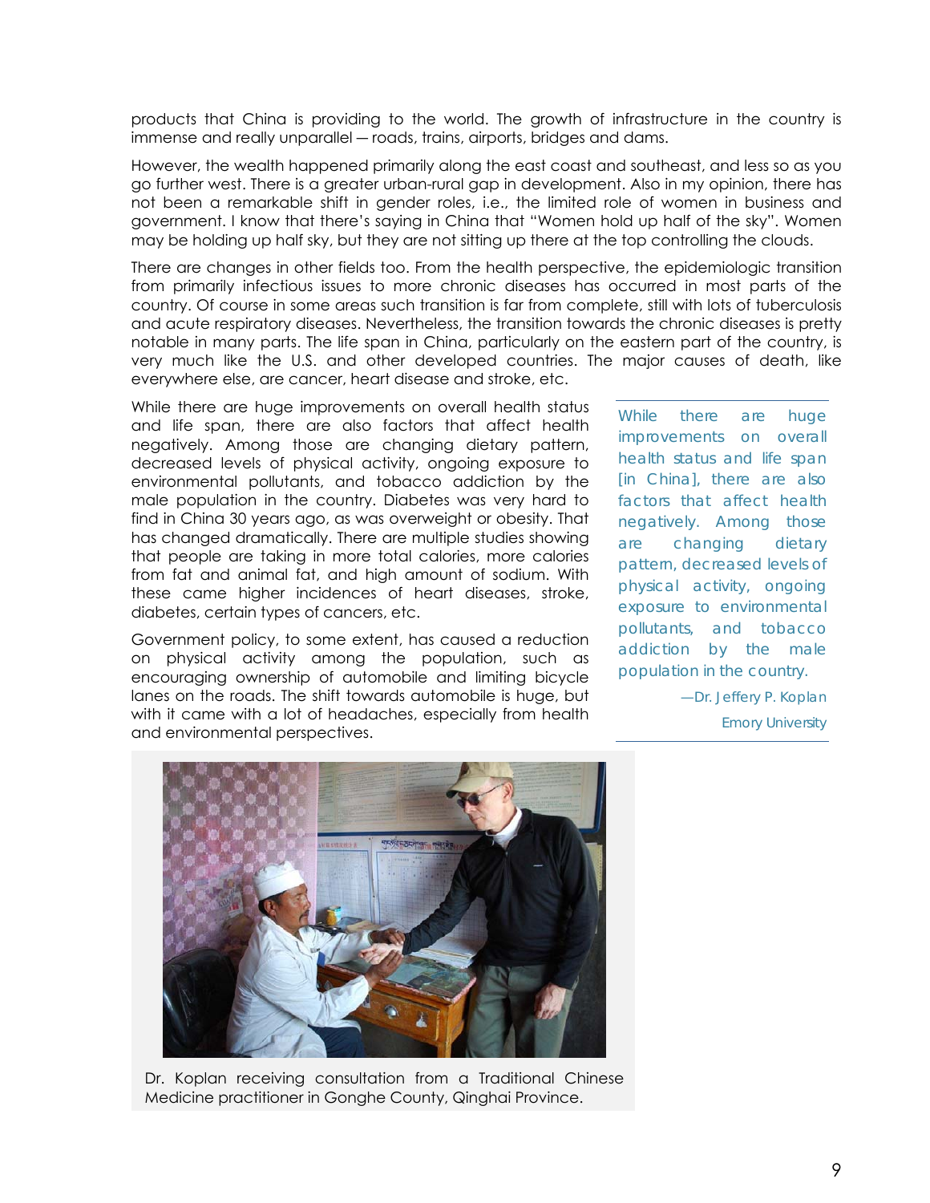products that China is providing to the world. The growth of infrastructure in the country is immense and really unparallel — roads, trains, airports, bridges and dams.

However, the wealth happened primarily along the east coast and southeast, and less so as you go further west. There is a greater urban-rural gap in development. Also in my opinion, there has not been a remarkable shift in gender roles, i.e., the limited role of women in business and government. I know that there's saying in China that "Women hold up half of the sky". Women may be holding up half sky, but they are not sitting up there at the top controlling the clouds.

There are changes in other fields too. From the health perspective, the epidemiologic transition from primarily infectious issues to more chronic diseases has occurred in most parts of the country. Of course in some areas such transition is far from complete, still with lots of tuberculosis and acute respiratory diseases. Nevertheless, the transition towards the chronic diseases is pretty notable in many parts. The life span in China, particularly on the eastern part of the country, is very much like the U.S. and other developed countries. The major causes of death, like everywhere else, are cancer, heart disease and stroke, etc.

While there are huge improvements on overall health status and life span, there are also factors that affect health negatively. Among those are changing dietary pattern, decreased levels of physical activity, ongoing exposure to environmental pollutants, and tobacco addiction by the male population in the country. Diabetes was very hard to find in China 30 years ago, as was overweight or obesity. That has changed dramatically. There are multiple studies showing that people are taking in more total calories, more calories from fat and animal fat, and high amount of sodium. With these came higher incidences of heart diseases, stroke, diabetes, certain types of cancers, etc.

Government policy, to some extent, has caused a reduction on physical activity among the population, such as encouraging ownership of automobile and limiting bicycle lanes on the roads. The shift towards automobile is huge, but with it came with a lot of headaches, especially from health and environmental perspectives.

> While there are huge improvements on overall health status and life span [in China], there are also factors that affect health negatively. Among those are changing dietary pattern, decreased levels of physical activity, ongoing exposure to environmental pollutants, and tobacco addiction by the male population in the country.
>
> —Dr. Jeffery P. Koplan
>
> Emory University

Dr. Koplan receiving consultation from a Traditional Chinese Medicine practitioner in Gonghe County, Qinghai Province.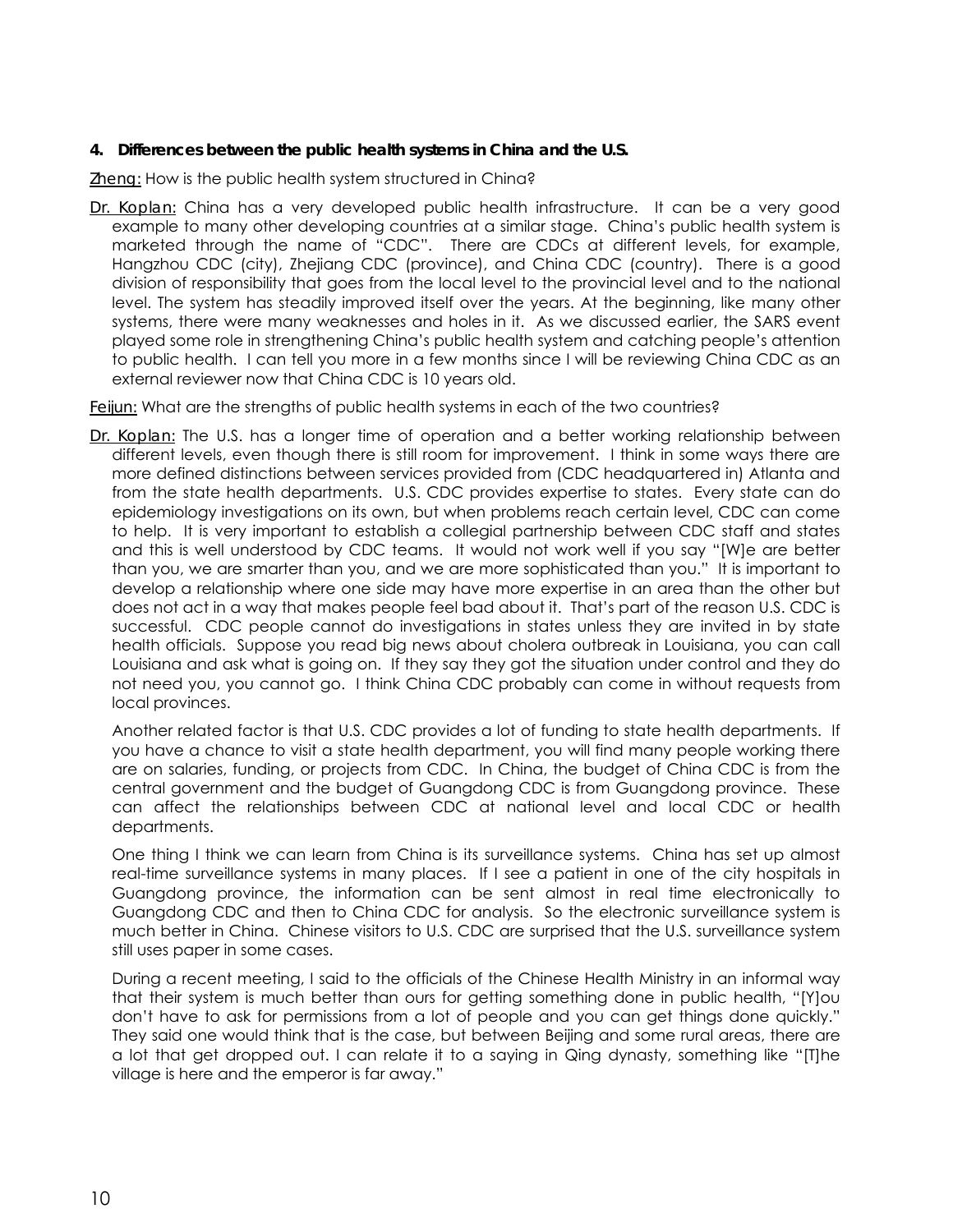**4. Differences between the public health systems in China and the U.S.**

Zheng: How is the public health system structured in China?

Dr. Koplan: China has a very developed public health infrastructure. It can be a very good example to many other developing countries at a similar stage. China's public health system is marketed through the name of "CDC". There are CDCs at different levels, for example, Hangzhou CDC (city), Zhejiang CDC (province), and China CDC (country). There is a good division of responsibility that goes from the local level to the provincial level and to the national level. The system has steadily improved itself over the years. At the beginning, like many other systems, there were many weaknesses and holes in it. As we discussed earlier, the SARS event played some role in strengthening China's public health system and catching people's attention to public health. I can tell you more in a few months since I will be reviewing China CDC as an external reviewer now that China CDC is 10 years old.

Feijun: What are the strengths of public health systems in each of the two countries?

Dr. Koplan: The U.S. has a longer time of operation and a better working relationship between different levels, even though there is still room for improvement. I think in some ways there are more defined distinctions between services provided from (CDC headquartered in) Atlanta and from the state health departments. U.S. CDC provides expertise to states. Every state can do epidemiology investigations on its own, but when problems reach certain level, CDC can come to help. It is very important to establish a collegial partnership between CDC staff and states and this is well understood by CDC teams. It would not work well if you say "[W]e are better than you, we are smarter than you, and we are more sophisticated than you." It is important to develop a relationship where one side may have more expertise in an area than the other but does not act in a way that makes people feel bad about it. That's part of the reason U.S. CDC is successful. CDC people cannot do investigations in states unless they are invited in by state health officials. Suppose you read big news about cholera outbreak in Louisiana, you can call Louisiana and ask what is going on. If they say they got the situation under control and they do not need you, you cannot go. I think China CDC probably can come in without requests from local provinces.

Another related factor is that U.S. CDC provides a lot of funding to state health departments. If you have a chance to visit a state health department, you will find many people working there are on salaries, funding, or projects from CDC. In China, the budget of China CDC is from the central government and the budget of Guangdong CDC is from Guangdong province. These can affect the relationships between CDC at national level and local CDC or health departments.

One thing I think we can learn from China is its surveillance systems. China has set up almost real-time surveillance systems in many places. If I see a patient in one of the city hospitals in Guangdong province, the information can be sent almost in real time electronically to Guangdong CDC and then to China CDC for analysis. So the electronic surveillance system is much better in China. Chinese visitors to U.S. CDC are surprised that the U.S. surveillance system still uses paper in some cases.

During a recent meeting, I said to the officials of the Chinese Health Ministry in an informal way that their system is much better than ours for getting something done in public health, "[Y]ou don't have to ask for permissions from a lot of people and you can get things done quickly." They said one would think that is the case, but between Beijing and some rural areas, there are a lot that get dropped out. I can relate it to a saying in Qing dynasty, something like "[T]he village is here and the emperor is far away."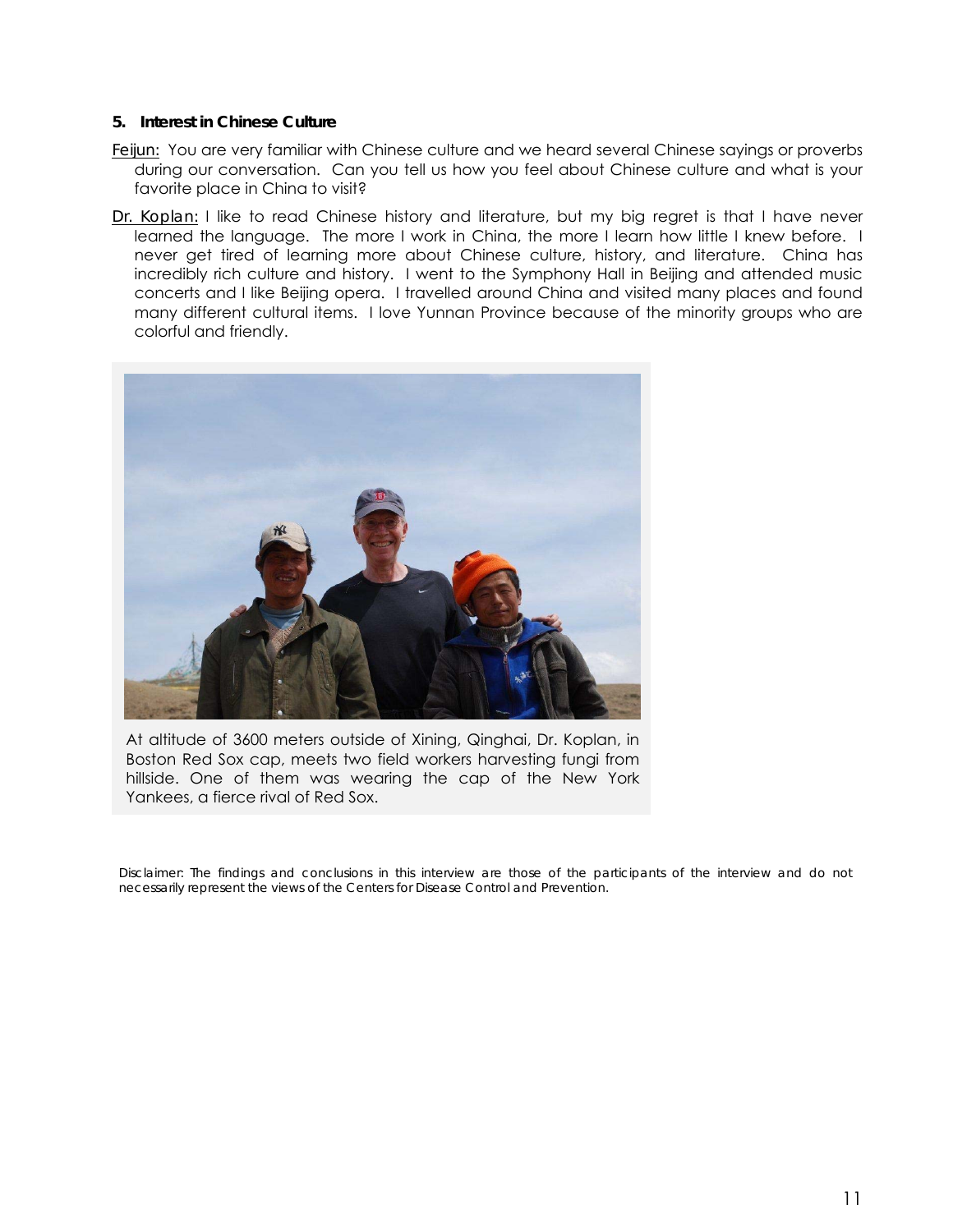### 5. Interest in Chinese Culture

Feijun: You are very familiar with Chinese culture and we heard several Chinese sayings or proverbs during our conversation. Can you tell us how you feel about Chinese culture and what is your favorite place in China to visit?

Dr. Koplan: I like to read Chinese history and literature, but my big regret is that I have never learned the language. The more I work in China, the more I learn how little I knew before. I never get tired of learning more about Chinese culture, history, and literature. China has incredibly rich culture and history. I went to the Symphony Hall in Beijing and attended music concerts and I like Beijing opera. I travelled around China and visited many places and found many different cultural items. I love Yunnan Province because of the minority groups who are colorful and friendly.

At altitude of 3600 meters outside of Xining, Qinghai, Dr. Koplan, in Boston Red Sox cap, meets two field workers harvesting fungi from hillside. One of them was wearing the cap of the New York Yankees, a fierce rival of Red Sox.

Disclaimer: The findings and conclusions in this interview are those of the participants of the interview and do not necessarily represent the views of the Centers for Disease Control and Prevention.